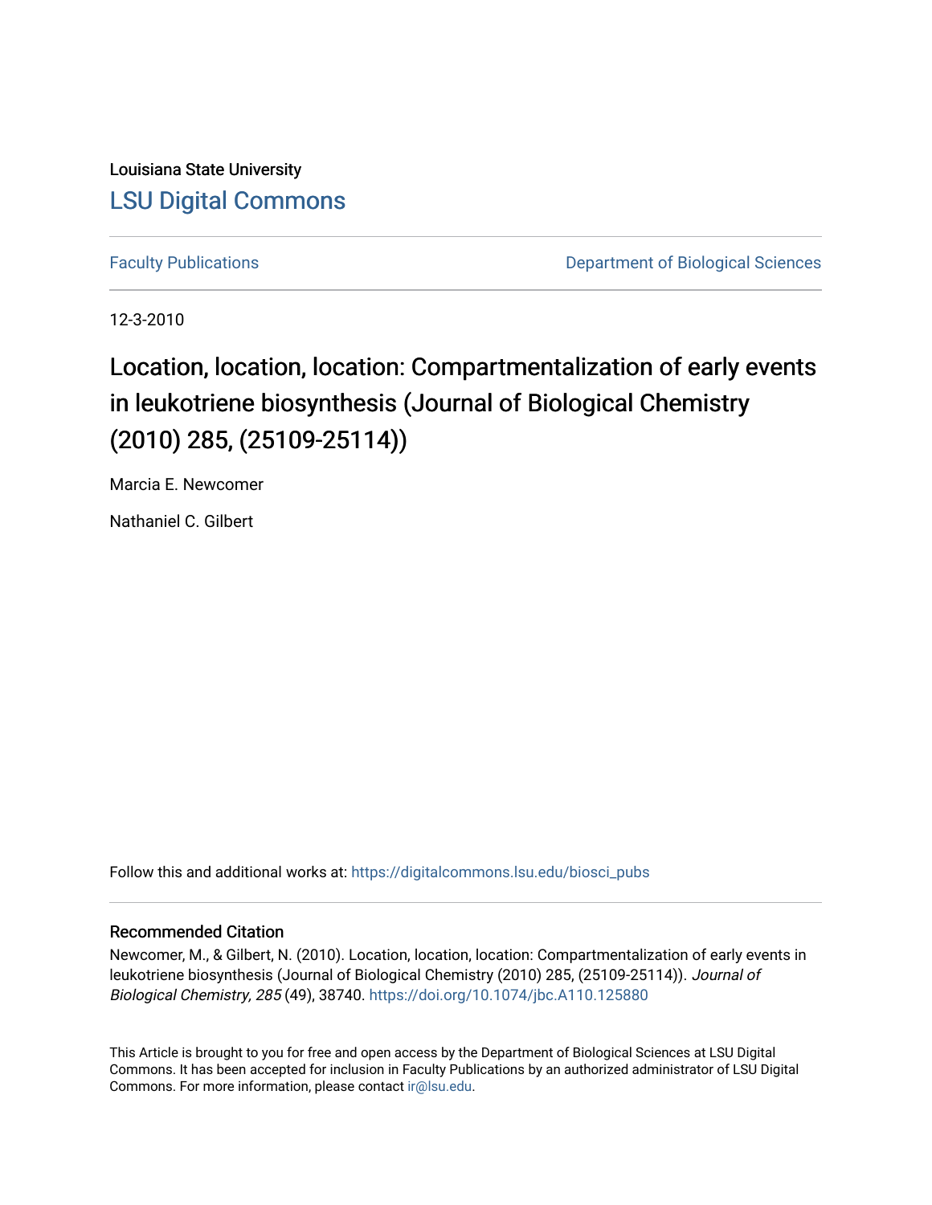Louisiana State University

## LSU Digital Commons

Faculty Publications

Department of Biological Sciences

12-3-2010

# Location, location, location: Compartmentalization of early events in leukotriene biosynthesis (Journal of Biological Chemistry (2010) 285, (25109-25114))

Marcia E. Newcomer

Nathaniel C. Gilbert

Follow this and additional works at: https://digitalcommons.lsu.edu/biosci_pubs

### Recommended Citation

Newcomer, M., & Gilbert, N. (2010). Location, location, location: Compartmentalization of early events in leukotriene biosynthesis (Journal of Biological Chemistry (2010) 285, (25109-25114)). *Journal of Biological Chemistry, 285* (49), 38740. https://doi.org/10.1074/jbc.A110.125880

This Article is brought to you for free and open access by the Department of Biological Sciences at LSU Digital Commons. It has been accepted for inclusion in Faculty Publications by an authorized administrator of LSU Digital Commons. For more information, please contact ir@lsu.edu.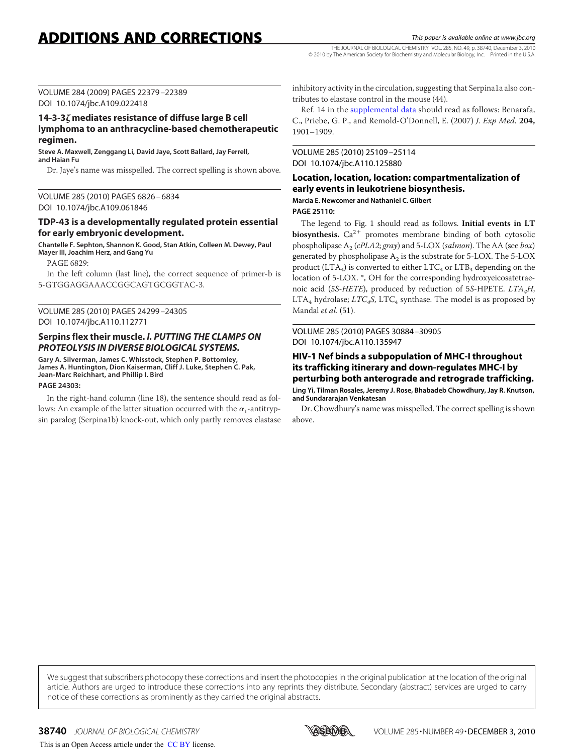# ADDITIONS AND CORRECTIONS

VOLUME 284 (2009) PAGES 22379–22389
DOI 10.1074/jbc.A109.022418

### 14-3-3ζ mediates resistance of diffuse large B cell lymphoma to an anthracycline-based chemotherapeutic regimen.

**Steve A. Maxwell, Zenggang Li, David Jaye, Scott Ballard, Jay Ferrell, and Haian Fu**

Dr. Jaye's name was misspelled. The correct spelling is shown above.

VOLUME 285 (2010) PAGES 6826–6834
DOI 10.1074/jbc.A109.061846

### TDP-43 is a developmentally regulated protein essential for early embryonic development.

**Chantelle F. Sephton, Shannon K. Good, Stan Atkin, Colleen M. Dewey, Paul Mayer III, Joachim Herz, and Gang Yu**

PAGE 6829:

In the left column (last line), the correct sequence of primer-b is 5-GTGGAGGAAACCGGCAGTGCGGTAC-3.

VOLUME 285 (2010) PAGES 24299–24305
DOI 10.1074/jbc.A110.112771

### Serpins flex their muscle. *I. PUTTING THE CLAMPS ON PROTEOLYSIS IN DIVERSE BIOLOGICAL SYSTEMS.*

**Gary A. Silverman, James C. Whisstock, Stephen P. Bottomley, James A. Huntington, Dion Kaiserman, Cliff J. Luke, Stephen C. Pak, Jean-Marc Reichhart, and Phillip I. Bird**

**PAGE 24303:**

In the right-hand column (line 18), the sentence should read as follows: An example of the latter situation occurred with the $\alpha_1$-antitrypsin paralog (Serpina1b) knock-out, which only partly removes elastase inhibitory activity in the circulation, suggesting that Serpina1a also contributes to elastase control in the mouse (44).

Ref. 14 in the supplemental data should read as follows: Benarafa, C., Priebe, G. P., and Remold-O'Donnell, E. (2007) *J. Exp Med.* **204,** 1901–1909.

VOLUME 285 (2010) 25109–25114
DOI 10.1074/jbc.A110.125880

### Location, location, location: compartmentalization of early events in leukotriene biosynthesis.

**Marcia E. Newcomer and Nathaniel C. Gilbert**

**PAGE 25110:**

The legend to Fig. 1 should read as follows. **Initial events in LT biosynthesis.** $Ca^{2+}$ promotes membrane binding of both cytosolic phospholipase $A_2$ (*cPLA2*; *gray*) and 5-LOX (*salmon*). The AA (see *box*) generated by phospholipase $A_2$ is the substrate for 5-LOX. The 5-LOX product ($LTA_4$) is converted to either $LTC_4$ or $LTB_4$ depending on the location of 5-LOX. *, OH for the corresponding hydroxyeicosatetraenoic acid (*5S-HETE*), produced by reduction of 5*S*-HPETE. *$LTA_4H$*, $LTA_4$ hydrolase; *$LTC_4S$*, $LTC_4$ synthase. The model is as proposed by Mandal *et al.* (51).

VOLUME 285 (2010) PAGES 30884–30905
DOI 10.1074/jbc.A110.135947

### HIV-1 Nef binds a subpopulation of MHC-I throughout its trafficking itinerary and down-regulates MHC-I by perturbing both anterograde and retrograde trafficking.

**Ling Yi, Tilman Rosales, Jeremy J. Rose, Bhabadeb Chowdhury, Jay R. Knutson, and Sundararajan Venkatesan**

Dr. Chowdhury's name was misspelled. The correct spelling is shown above.

We suggest that subscribers photocopy these corrections and insert the photocopies in the original publication at the location of the original article. Authors are urged to introduce these corrections into any reprints they distribute. Secondary (abstract) services are urged to carry notice of these corrections as prominently as they carried the original abstracts.

This is an Open Access article under the CC BY license.